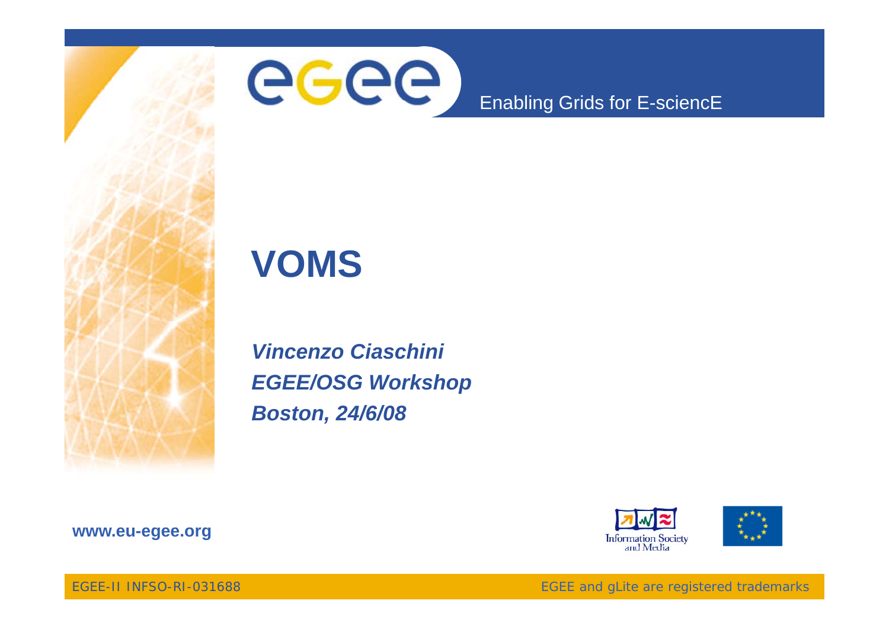# VOMS

***Vincenzo Ciaschini***
***EGEE/OSG Workshop***
***Boston, 24/6/08***

**www.eu-egee.org**

Enabling Grids for E-sciencE

EGEE-II INFSO-RI-031688

EGEE and gLite are registered trademarks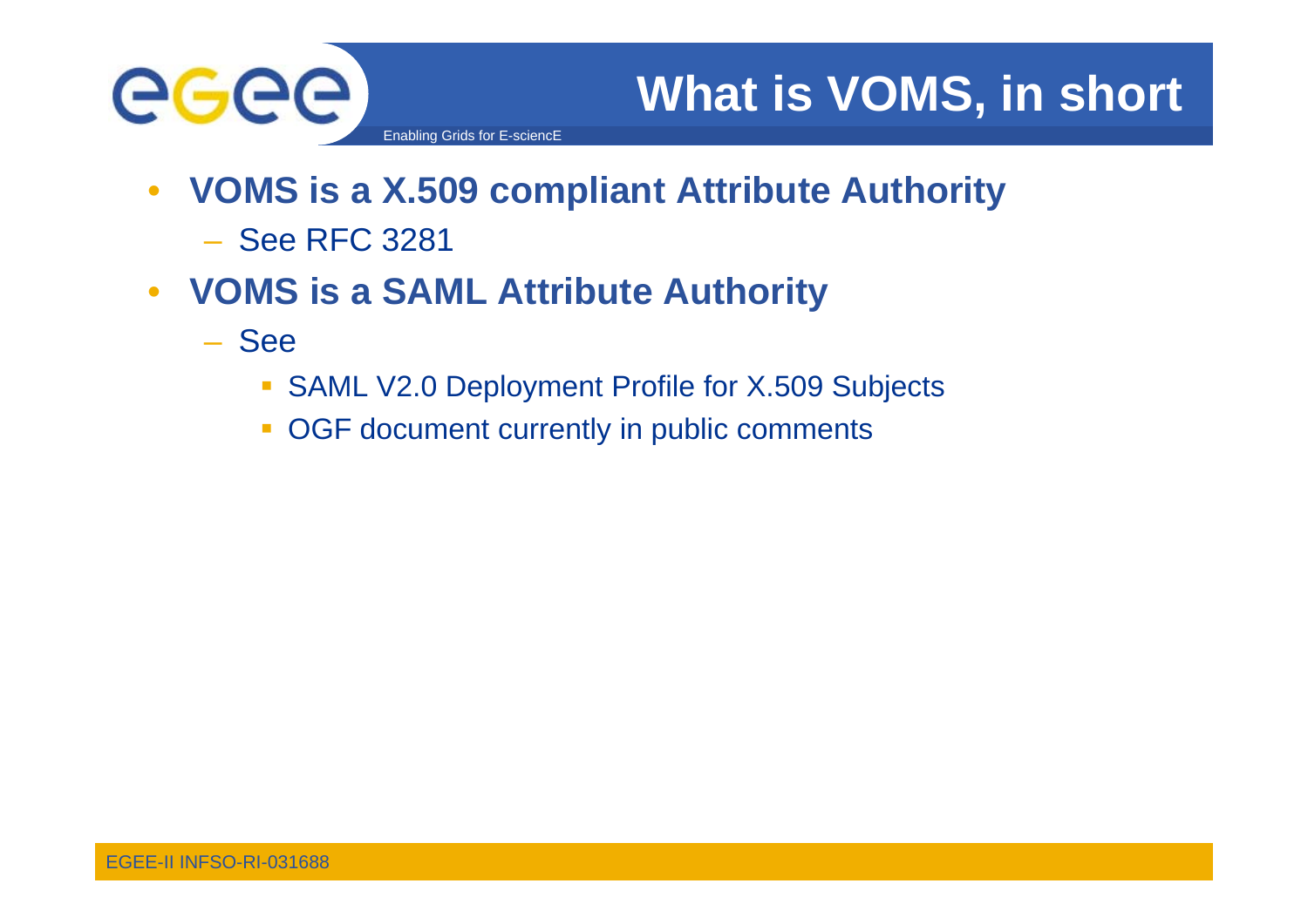# What is VOMS, in short

- **VOMS is a X.509 compliant Attribute Authority**
  - See RFC 3281
- **VOMS is a SAML Attribute Authority**
  - See
    - SAML V2.0 Deployment Profile for X.509 Subjects
    - OGF document currently in public comments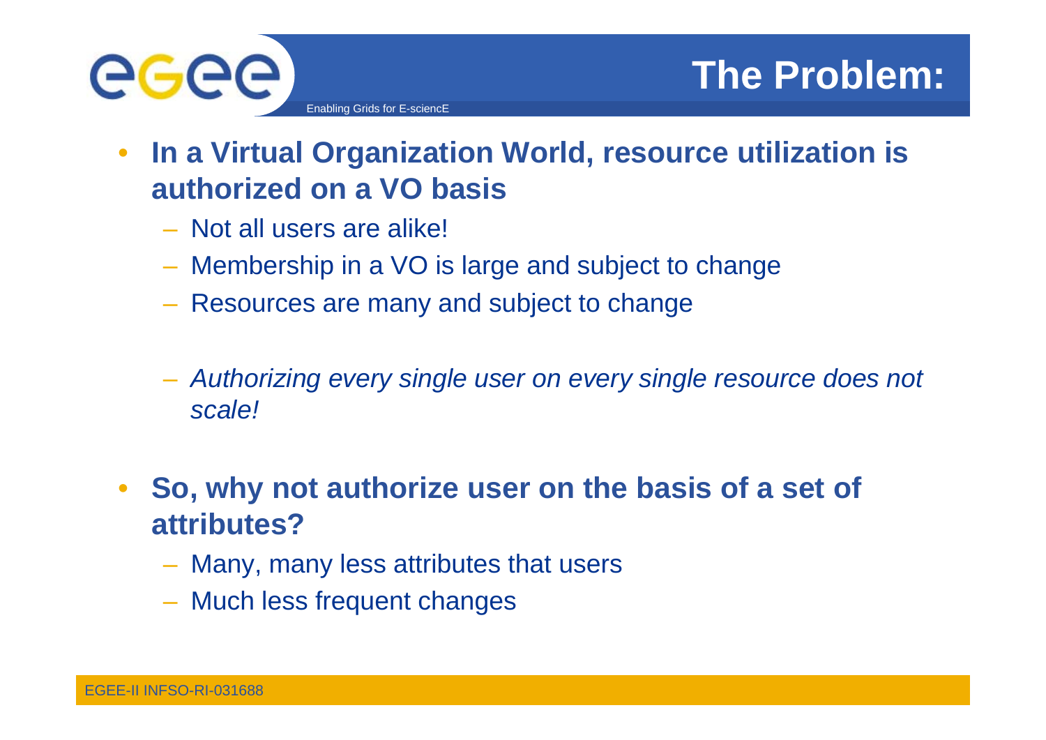# The Problem:

- **In a Virtual Organization World, resource utilization is authorized on a VO basis**
  - Not all users are alike!
  - Membership in a VO is large and subject to change
  - Resources are many and subject to change
  - *Authorizing every single user on every single resource does not scale!*
- **So, why not authorize user on the basis of a set of attributes?**
  - Many, many less attributes that users
  - Much less frequent changes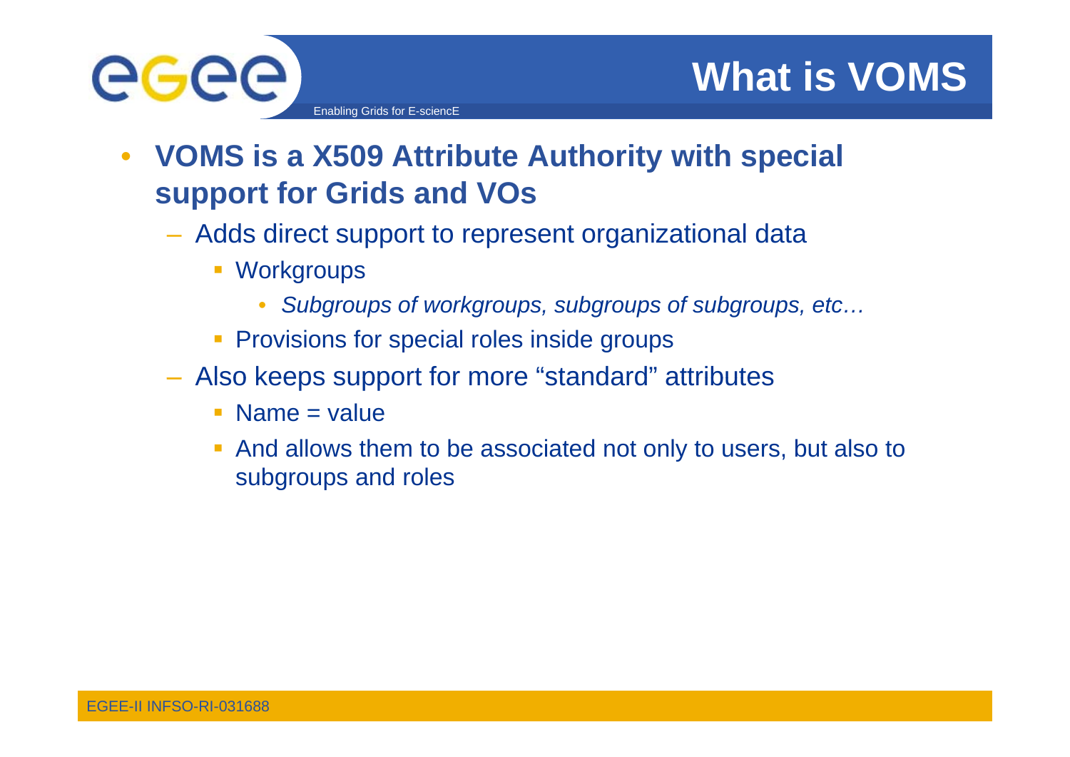# What is VOMS

- **VOMS is a X509 Attribute Authority with special support for Grids and VOs**
  - Adds direct support to represent organizational data
    - Workgroups
      - *Subgroups of workgroups, subgroups of subgroups, etc…*
    - Provisions for special roles inside groups
  - Also keeps support for more "standard" attributes
    - Name = value
    - And allows them to be associated not only to users, but also to subgroups and roles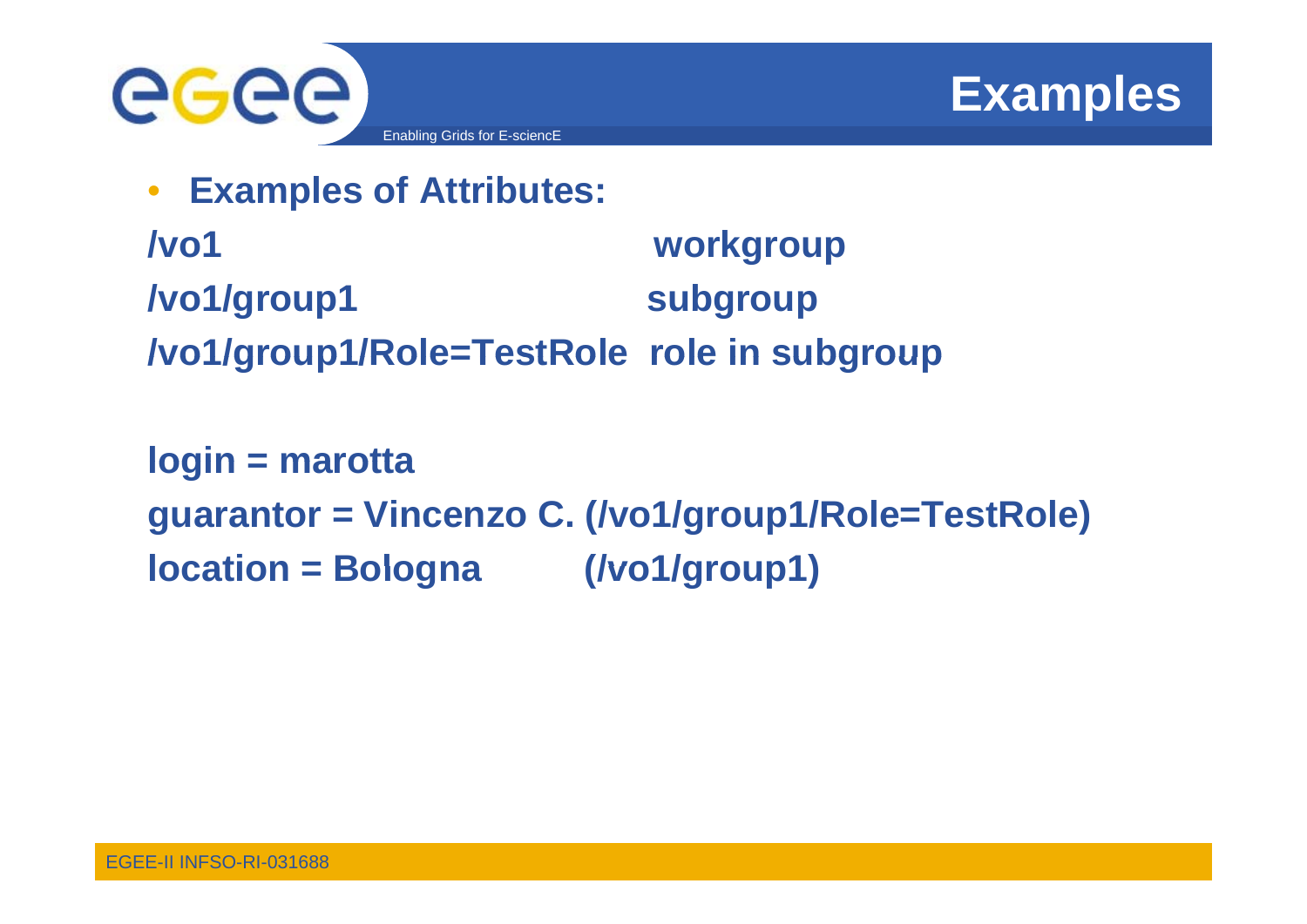# Examples

- **Examples of Attributes:**

| | |
|---|---|
| **/vo1** | **workgroup** |
| **/vo1/group1** | **subgroup** |
| **/vo1/group1/Role=TestRole** | **role in subgroup** |

**login = marotta**

**guarantor = Vincenzo C. (/vo1/group1/Role=TestRole)**

**location = Bologna (/vo1/group1)**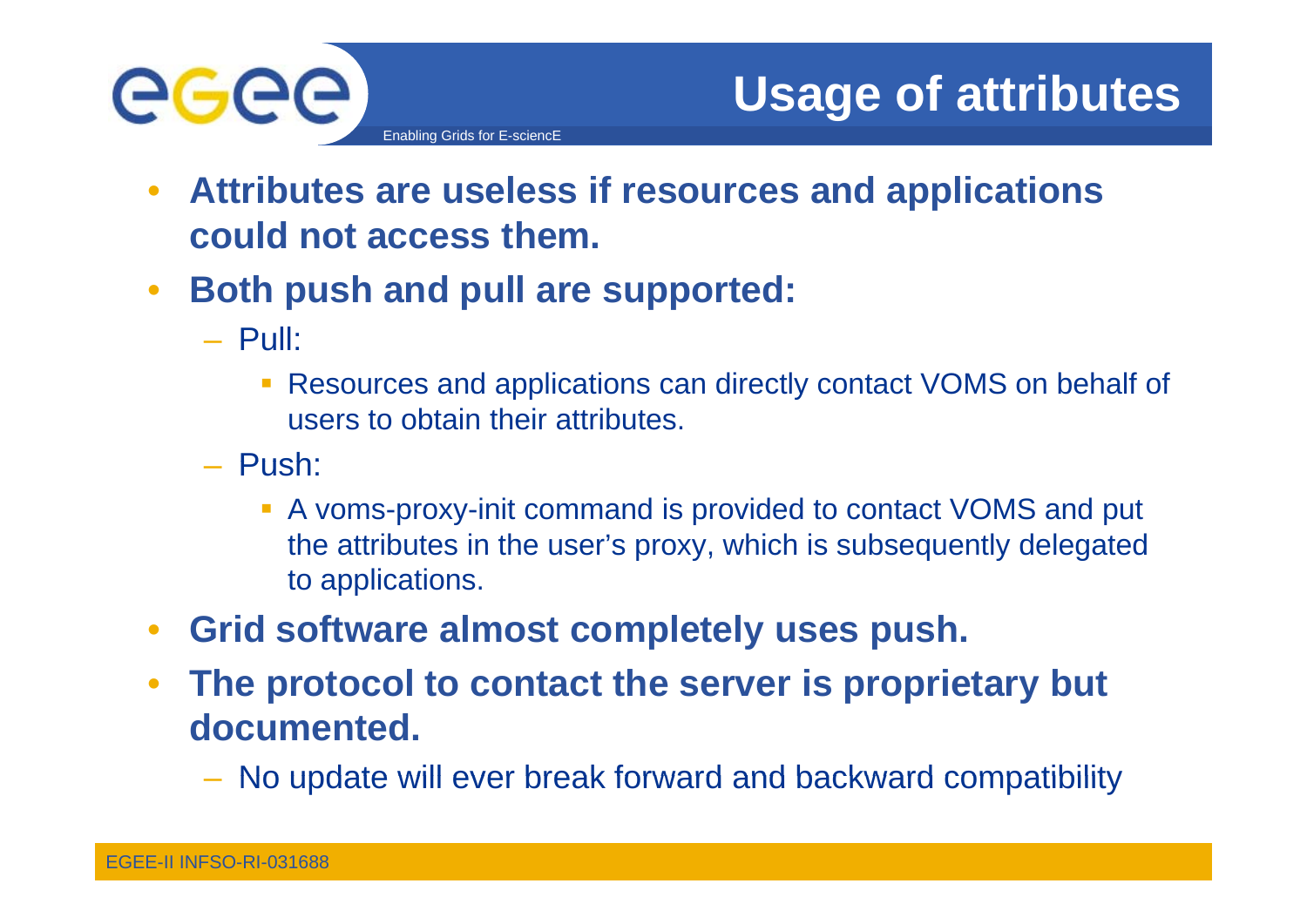# Usage of attributes

- **Attributes are useless if resources and applications could not access them.**
- **Both push and pull are supported:**
  - Pull:
    - Resources and applications can directly contact VOMS on behalf of users to obtain their attributes.
  - Push:
    - A voms-proxy-init command is provided to contact VOMS and put the attributes in the user's proxy, which is subsequently delegated to applications.
- **Grid software almost completely uses push.**
- **The protocol to contact the server is proprietary but documented.**
  - No update will ever break forward and backward compatibility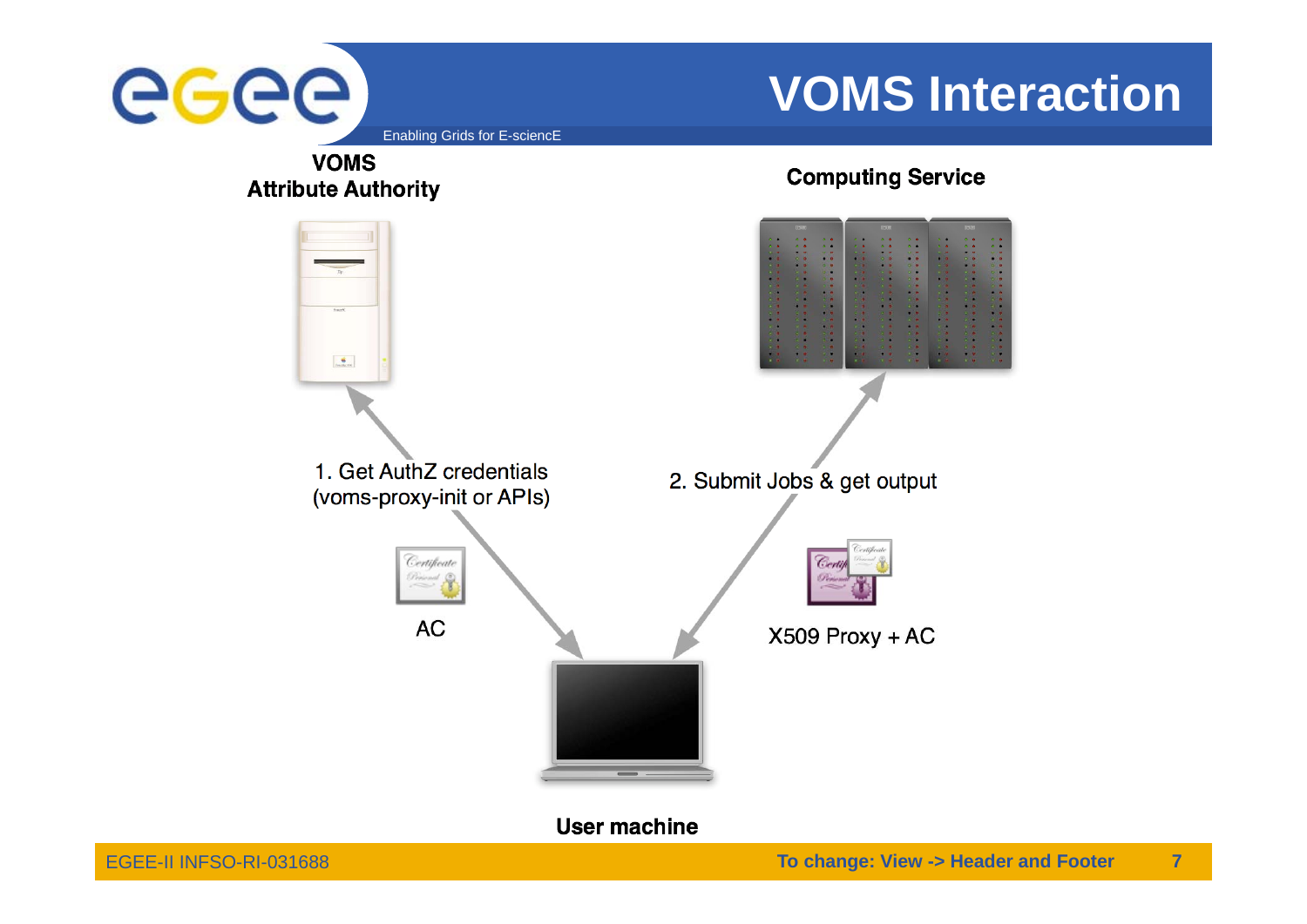# VOMS Interaction

**VOMS Attribute Authority**

**Computing Service**

1. Get AuthZ credentials (voms-proxy-init or APIs)

2. Submit Jobs & get output

AC

X509 Proxy + AC

**User machine**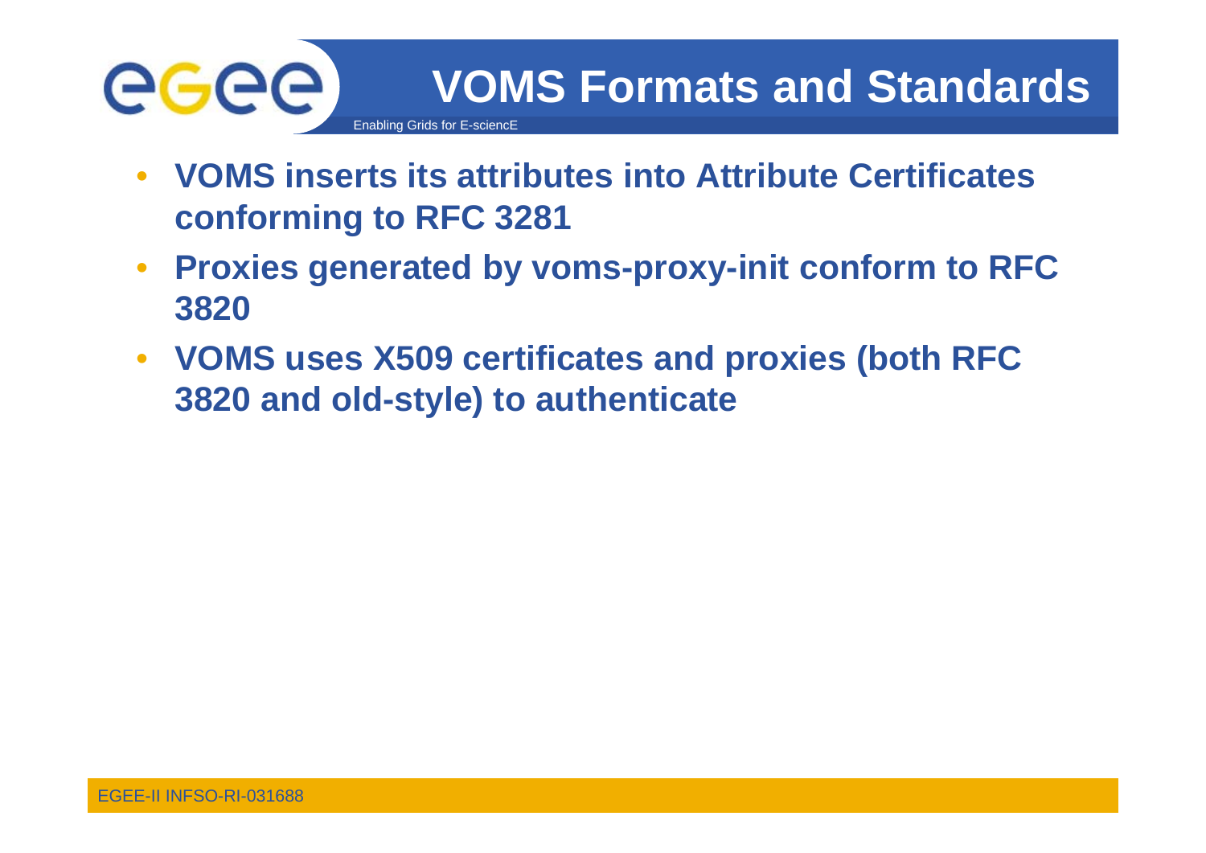# VOMS Formats and Standards

- **VOMS inserts its attributes into Attribute Certificates conforming to RFC 3281**
- **Proxies generated by voms-proxy-init conform to RFC 3820**
- **VOMS uses X509 certificates and proxies (both RFC 3820 and old-style) to authenticate**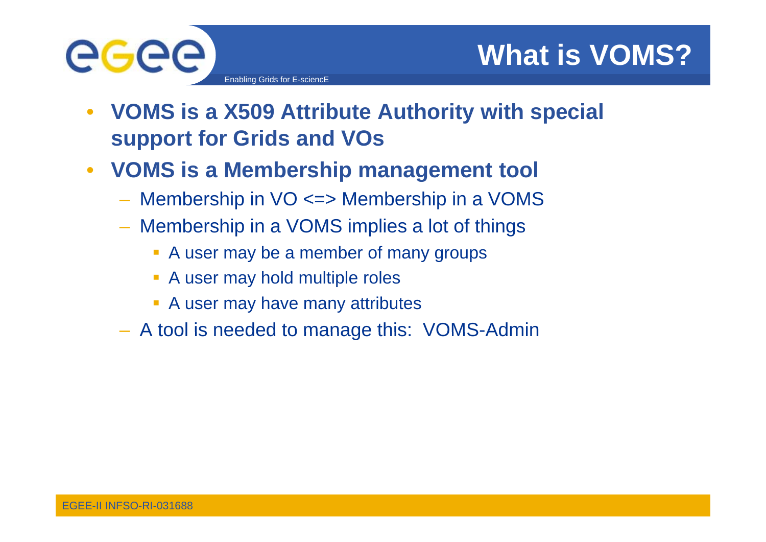# What is VOMS?

- **VOMS is a X509 Attribute Authority with special support for Grids and VOs**
- **VOMS is a Membership management tool**
  - Membership in VO <=> Membership in a VOMS
  - Membership in a VOMS implies a lot of things
    - A user may be a member of many groups
    - A user may hold multiple roles
    - A user may have many attributes
  - A tool is needed to manage this: VOMS-Admin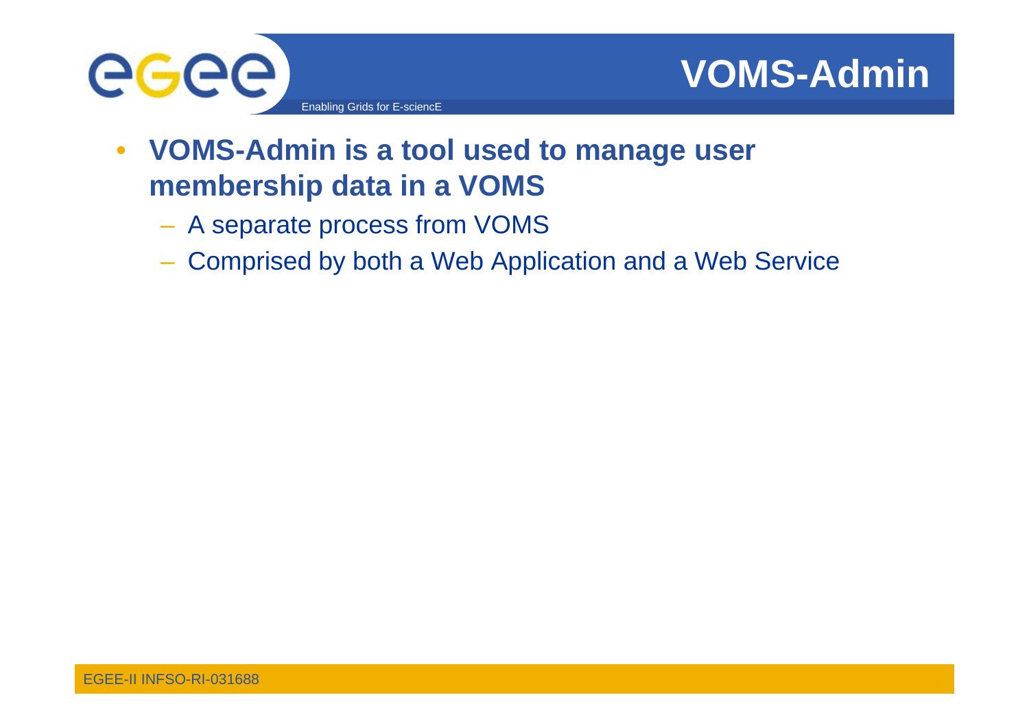# VOMS-Admin

- **VOMS-Admin is a tool used to manage user membership data in a VOMS**
  - A separate process from VOMS
  - Comprised by both a Web Application and a Web Service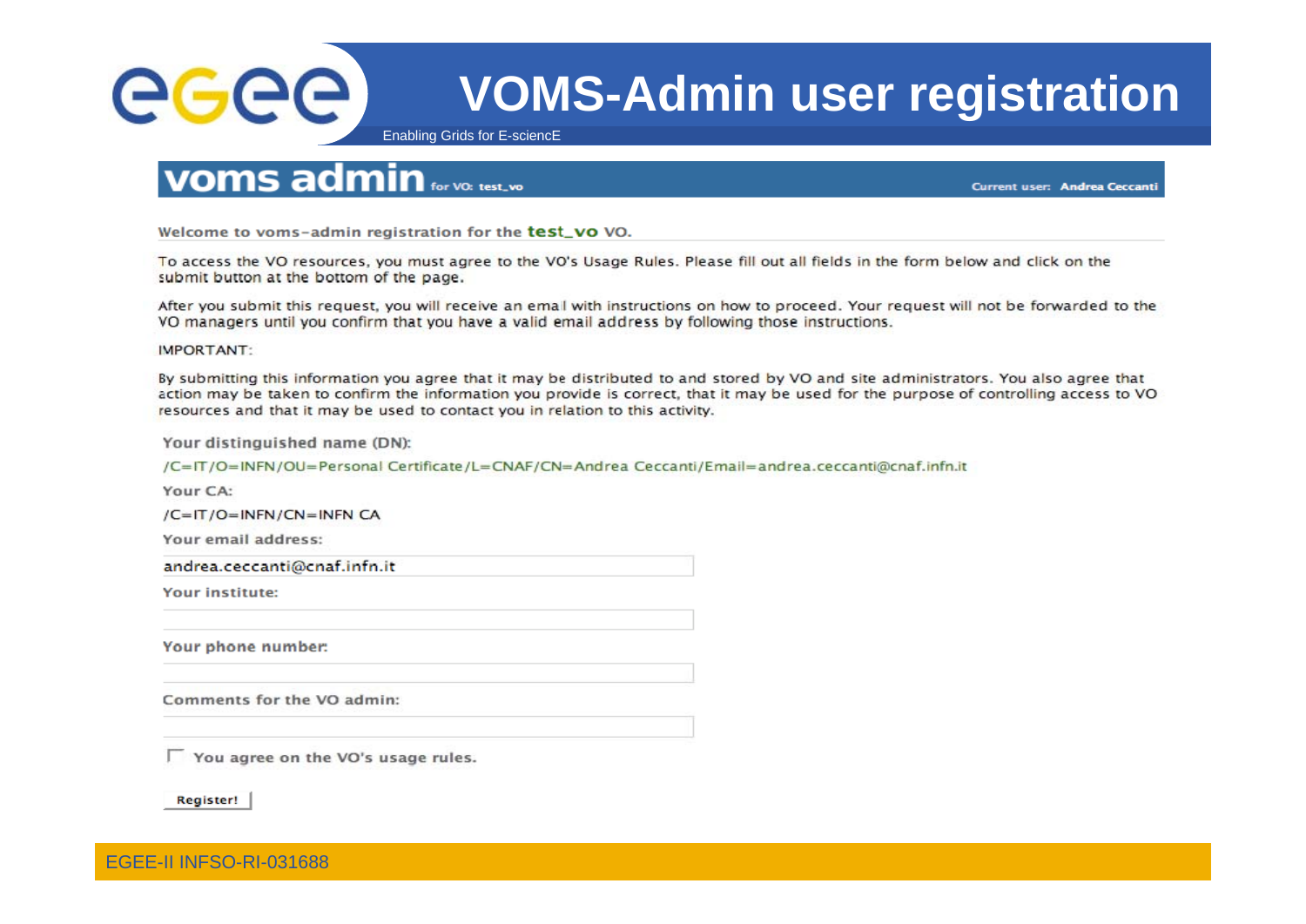# VOMS-Admin user registration

## voms admin for VO: test_vo

Current user: Andrea Ceccanti

Welcome to voms-admin registration for the **test_vo** VO.

To access the VO resources, you must agree to the VO's Usage Rules. Please fill out all fields in the form below and click on the submit button at the bottom of the page.

After you submit this request, you will receive an email with instructions on how to proceed. Your request will not be forwarded to the VO managers until you confirm that you have a valid email address by following those instructions.

IMPORTANT:

By submitting this information you agree that it may be distributed to and stored by VO and site administrators. You also agree that action may be taken to confirm the information you provide is correct, that it may be used for the purpose of controlling access to VO resources and that it may be used to contact you in relation to this activity.

**Your distinguished name (DN):**

/C=IT/O=INFN/OU=Personal Certificate/L=CNAF/CN=Andrea Ceccanti/Email=andrea.ceccanti@cnaf.infn.it

**Your CA:**

/C=IT/O=INFN/CN=INFN CA

**Your email address:**

andrea.ceccanti@cnaf.infn.it

**Your institute:**

**Your phone number:**

**Comments for the VO admin:**

☐ You agree on the VO's usage rules.

Register!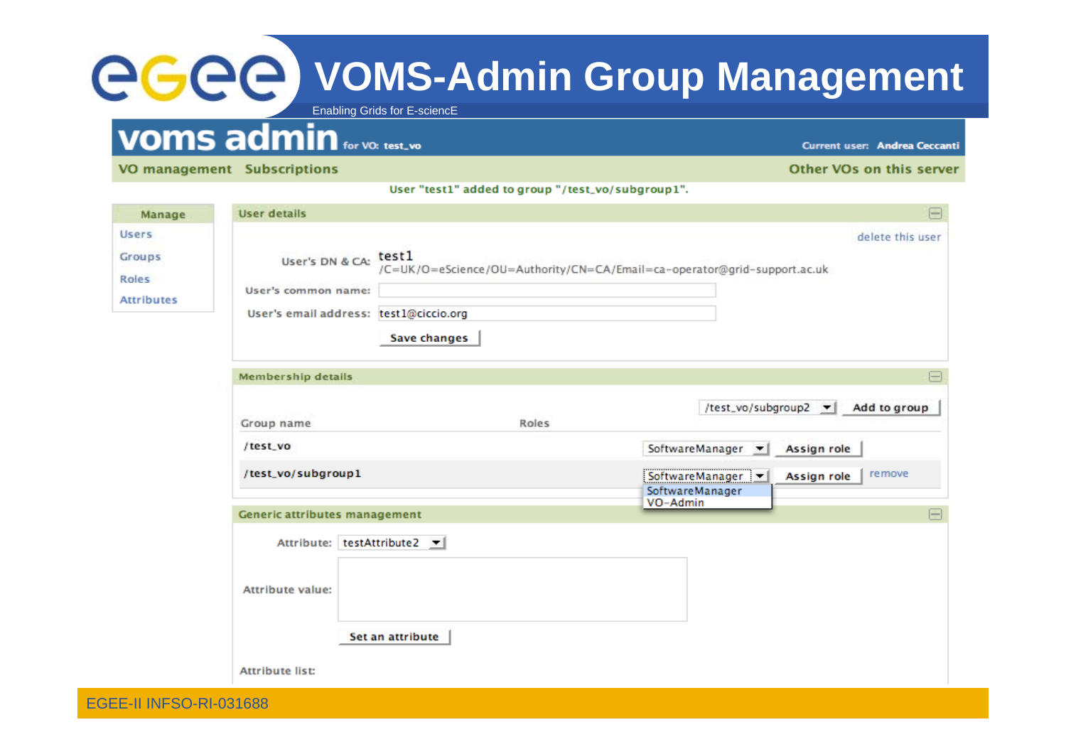# VOMS-Admin Group Management

**voms admin** for VO: test_vo

Current user: Andrea Ceccanti

VO management | Subscriptions | Other VOs on this server

User "test1" added to group "/test_vo/subgroup1".

**Manage**

- Users
- Groups
- Roles
- Attributes

**User details**

delete this user

User's DN & CA: test1
/C=UK/O=eScience/OU=Authority/CN=CA/Email=ca-operator@grid-support.ac.uk

User's common name:

User's email address: test1@ciccio.org

Save changes

**Membership details**

/test_vo/subgroup2 | Add to group

| Group name | Roles | | | |
|---|---|---|---|---|
| /test_vo | | SoftwareManager | Assign role | |
| /test_vo/subgroup1 | | SoftwareManager | Assign role | remove |

SoftwareManager
VO-Admin

**Generic attributes management**

Attribute: testAttribute2

Attribute value:

Set an attribute

Attribute list: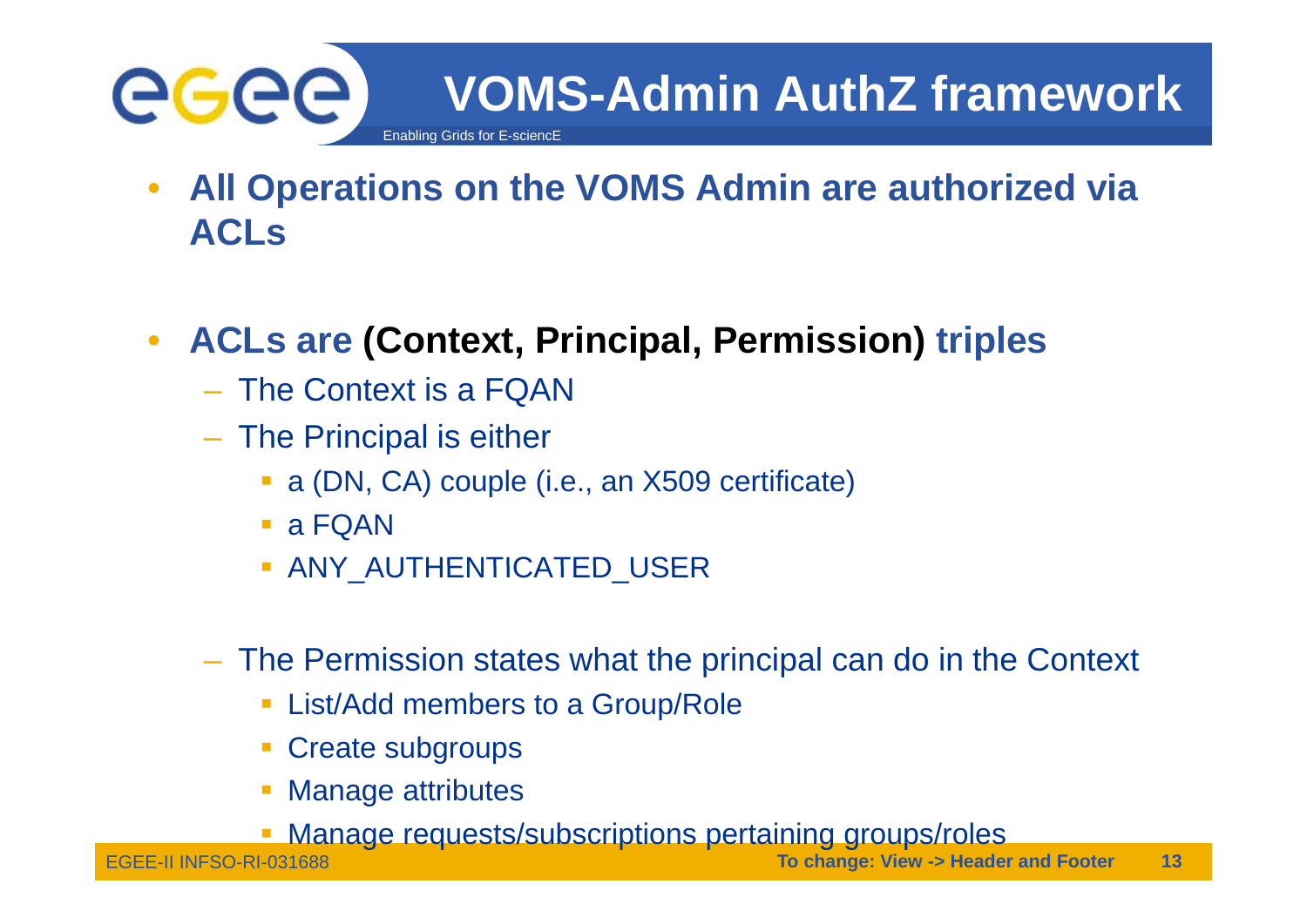# VOMS-Admin AuthZ framework

- **All Operations on the VOMS Admin are authorized via ACLs**

- **ACLs are (Context, Principal, Permission) triples**
  - The Context is a FQAN
  - The Principal is either
    - a (DN, CA) couple (i.e., an X509 certificate)
    - a FQAN
    - ANY_AUTHENTICATED_USER

  - The Permission states what the principal can do in the Context
    - List/Add members to a Group/Role
    - Create subgroups
    - Manage attributes
    - Manage requests/subscriptions pertaining groups/roles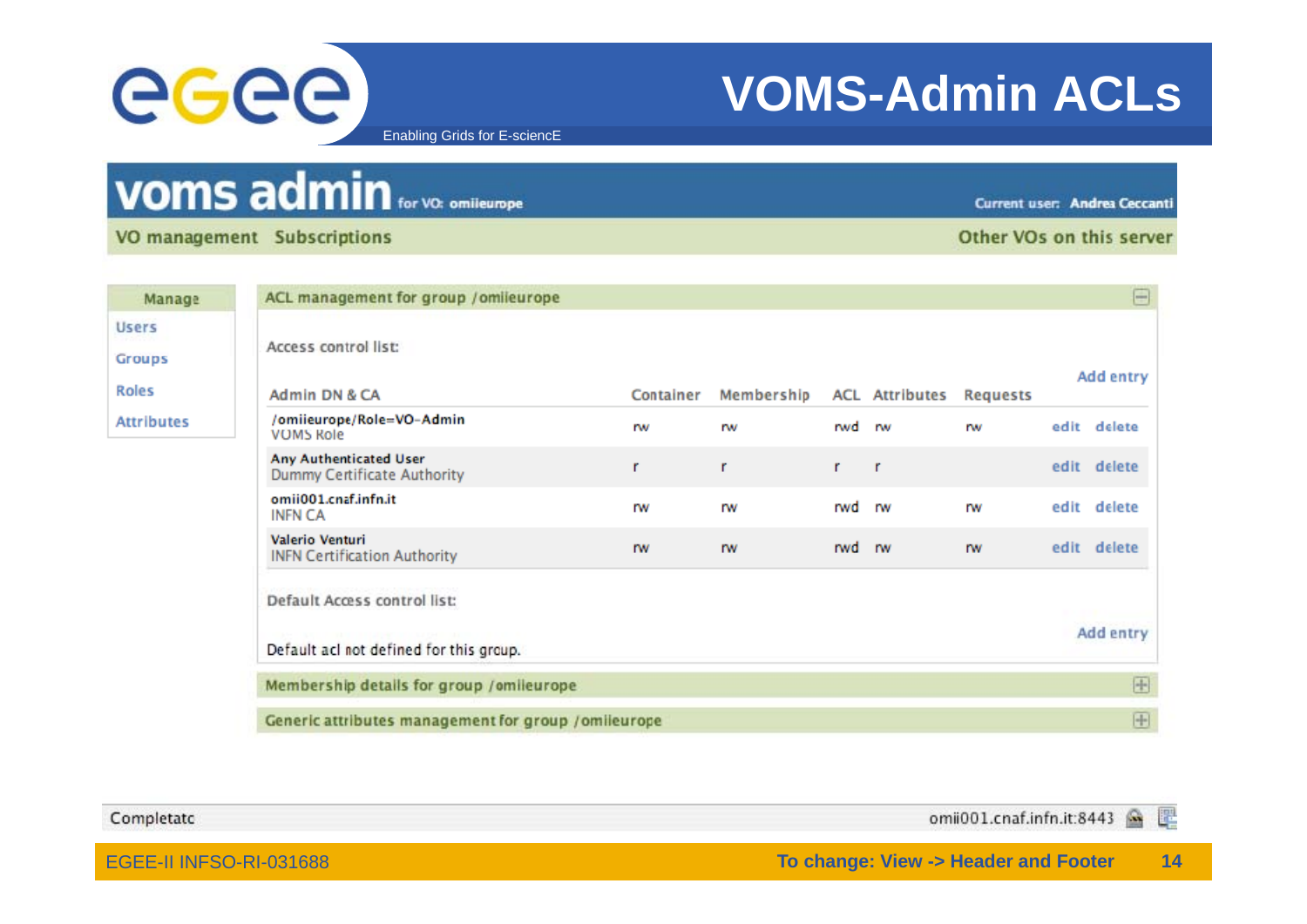# VOMS-Admin ACLs

**voms admin** for VO: omiieurope

Current user: Andrea Ceccanti

VO management Subscriptions | Other VOs on this server

Manage
- Users
- Groups
- Roles
- Attributes

## ACL management for group /omiieurope

Access control list:

Add entry

| Admin DN & CA | Container | Membership | ACL | Attributes | Requests | | |
|---|---|---|---|---|---|---|---|
| /omiieurope/Role=VO-Admin<br>VOMS Role | rw | rw | rwd | rw | rw | edit | delete |
| Any Authenticated User<br>Dummy Certificate Authority | r | r | r | r | | edit | delete |
| omii001.cnaf.infn.it<br>INFN CA | rw | rw | rwd | rw | rw | edit | delete |
| Valerio Venturi<br>INFN Certification Authority | rw | rw | rwd | rw | rw | edit | delete |

Default Access control list:

Add entry

Default acl not defined for this group.

Membership details for group /omiieurope

Generic attributes management for group /omiieurope

Completato | omii001.cnaf.infn.it:8443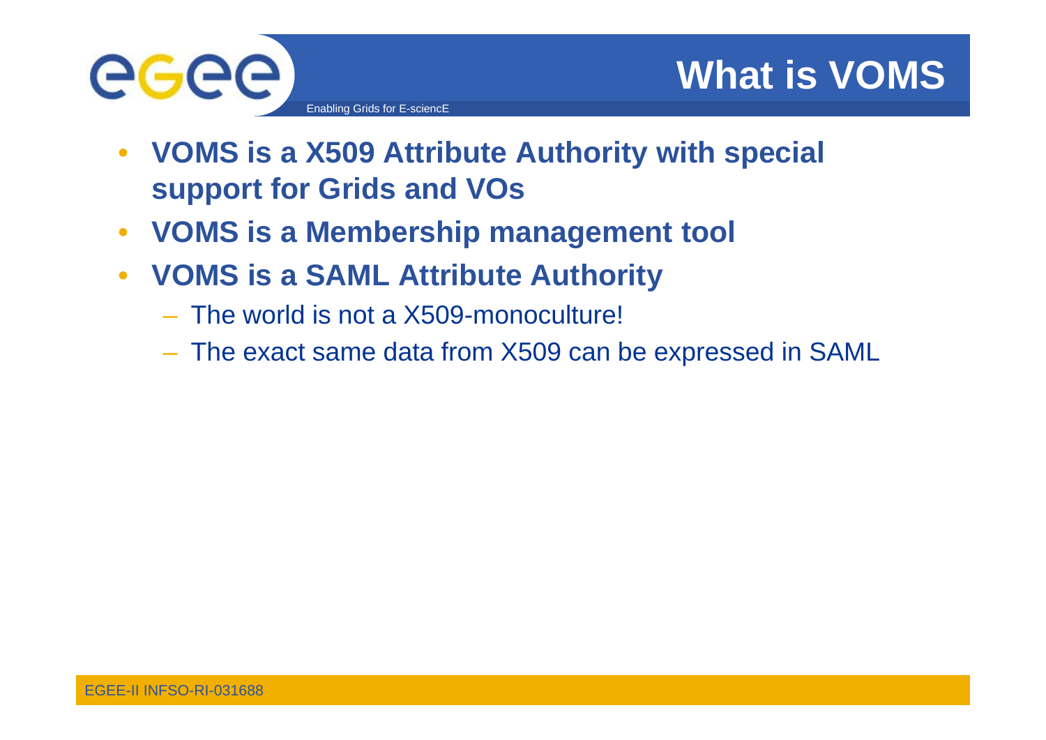# What is VOMS

- **VOMS is a X509 Attribute Authority with special support for Grids and VOs**
- **VOMS is a Membership management tool**
- **VOMS is a SAML Attribute Authority**
  - The world is not a X509-monoculture!
  - The exact same data from X509 can be expressed in SAML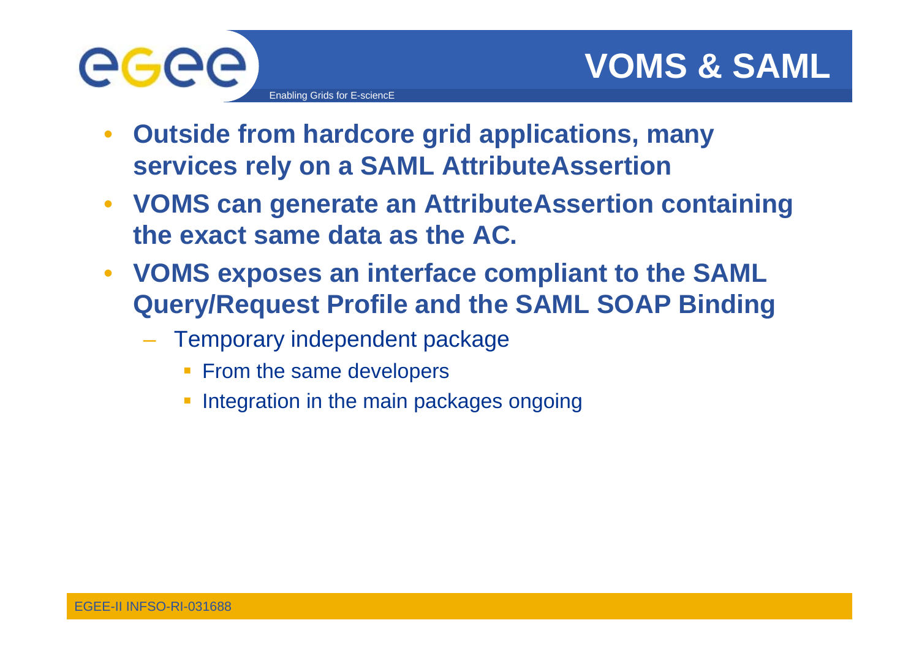# VOMS & SAML

- **Outside from hardcore grid applications, many services rely on a SAML AttributeAssertion**
- **VOMS can generate an AttributeAssertion containing the exact same data as the AC.**
- **VOMS exposes an interface compliant to the SAML Query/Request Profile and the SAML SOAP Binding**
  - Temporary independent package
    - From the same developers
    - Integration in the main packages ongoing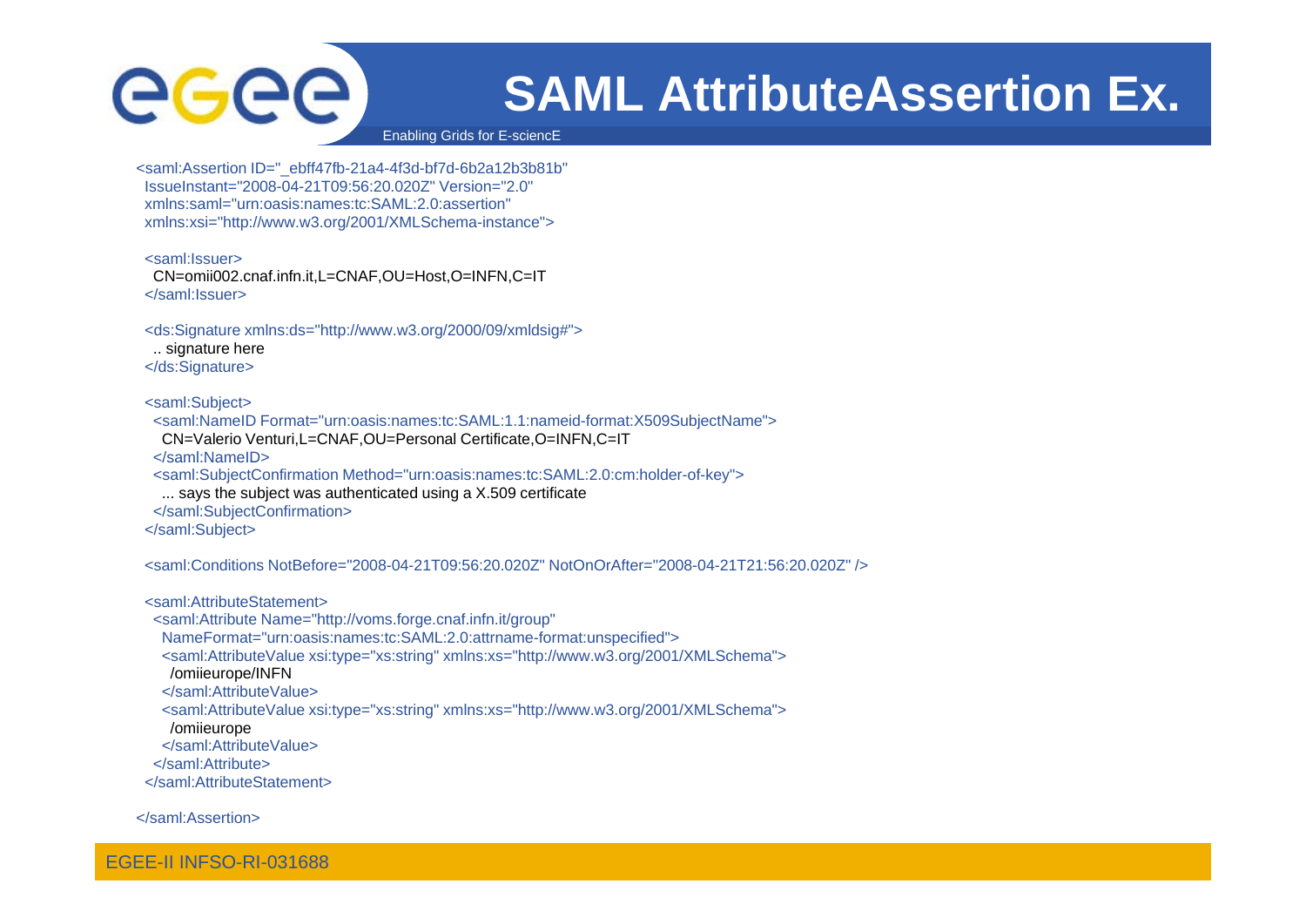# SAML AttributeAssertion Ex.

```
<saml:Assertion ID="_ebff47fb-21a4-4f3d-bf7d-6b2a12b3b81b"
 IssueInstant="2008-04-21T09:56:20.020Z" Version="2.0"
 xmlns:saml="urn:oasis:names:tc:SAML:2.0:assertion"
 xmlns:xsi="http://www.w3.org/2001/XMLSchema-instance">

 <saml:Issuer>
  CN=omii002.cnaf.infn.it,L=CNAF,OU=Host,O=INFN,C=IT
 </saml:Issuer>

 <ds:Signature xmlns:ds="http://www.w3.org/2000/09/xmldsig#">
  .. signature here
 </ds:Signature>

 <saml:Subject>
  <saml:NameID Format="urn:oasis:names:tc:SAML:1.1:nameid-format:X509SubjectName">
   CN=Valerio Venturi,L=CNAF,OU=Personal Certificate,O=INFN,C=IT
  </saml:NameID>
  <saml:SubjectConfirmation Method="urn:oasis:names:tc:SAML:2.0:cm:holder-of-key">
   ... says the subject was authenticated using a X.509 certificate
  </saml:SubjectConfirmation>
 </saml:Subject>

 <saml:Conditions NotBefore="2008-04-21T09:56:20.020Z" NotOnOrAfter="2008-04-21T21:56:20.020Z" />

 <saml:AttributeStatement>
  <saml:Attribute Name="http://voms.forge.cnaf.infn.it/group"
   NameFormat="urn:oasis:names:tc:SAML:2.0:attrname-format:unspecified">
   <saml:AttributeValue xsi:type="xs:string" xmlns:xs="http://www.w3.org/2001/XMLSchema">
    /omiieurope/INFN
   </saml:AttributeValue>
   <saml:AttributeValue xsi:type="xs:string" xmlns:xs="http://www.w3.org/2001/XMLSchema">
    /omiieurope
   </saml:AttributeValue>
  </saml:Attribute>
 </saml:AttributeStatement>

</saml:Assertion>
```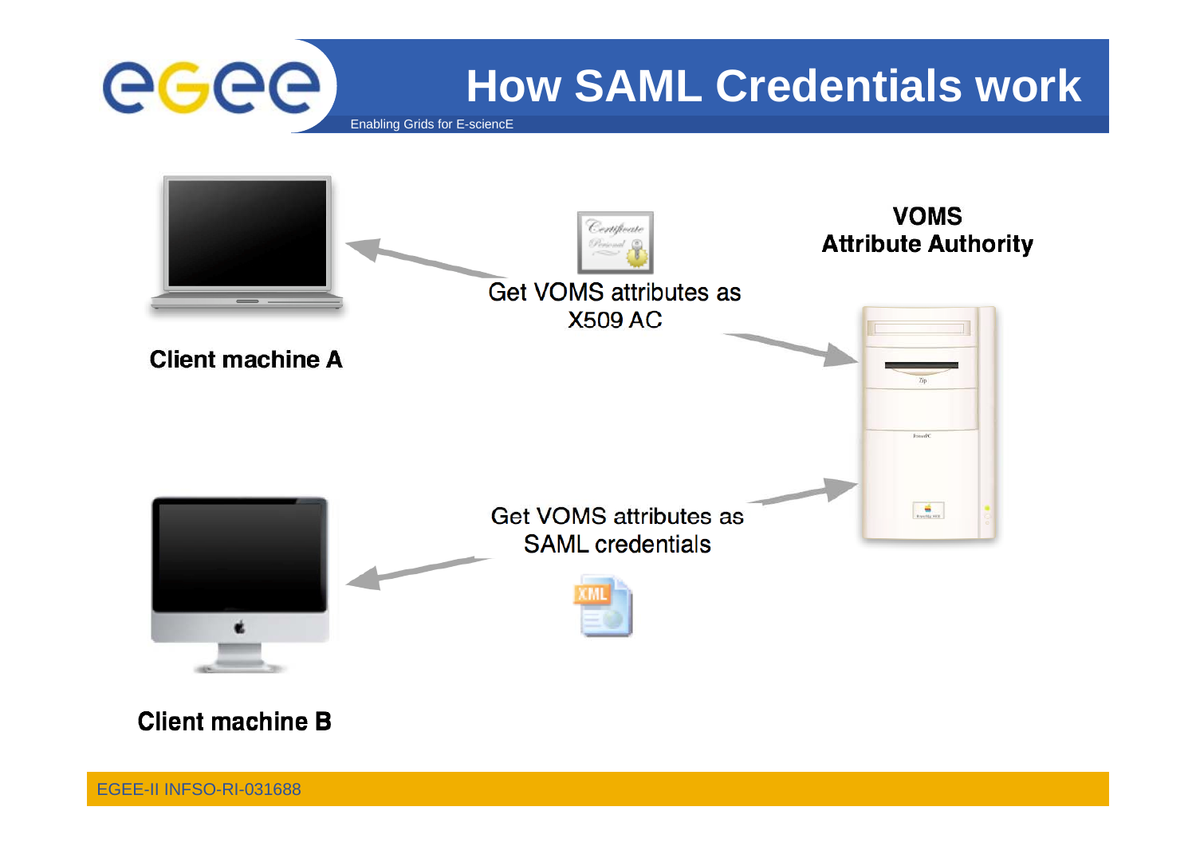# How SAML Credentials work

**VOMS Attribute Authority**

Get VOMS attributes as X509 AC

**Client machine A**

Get VOMS attributes as SAML credentials

**Client machine B**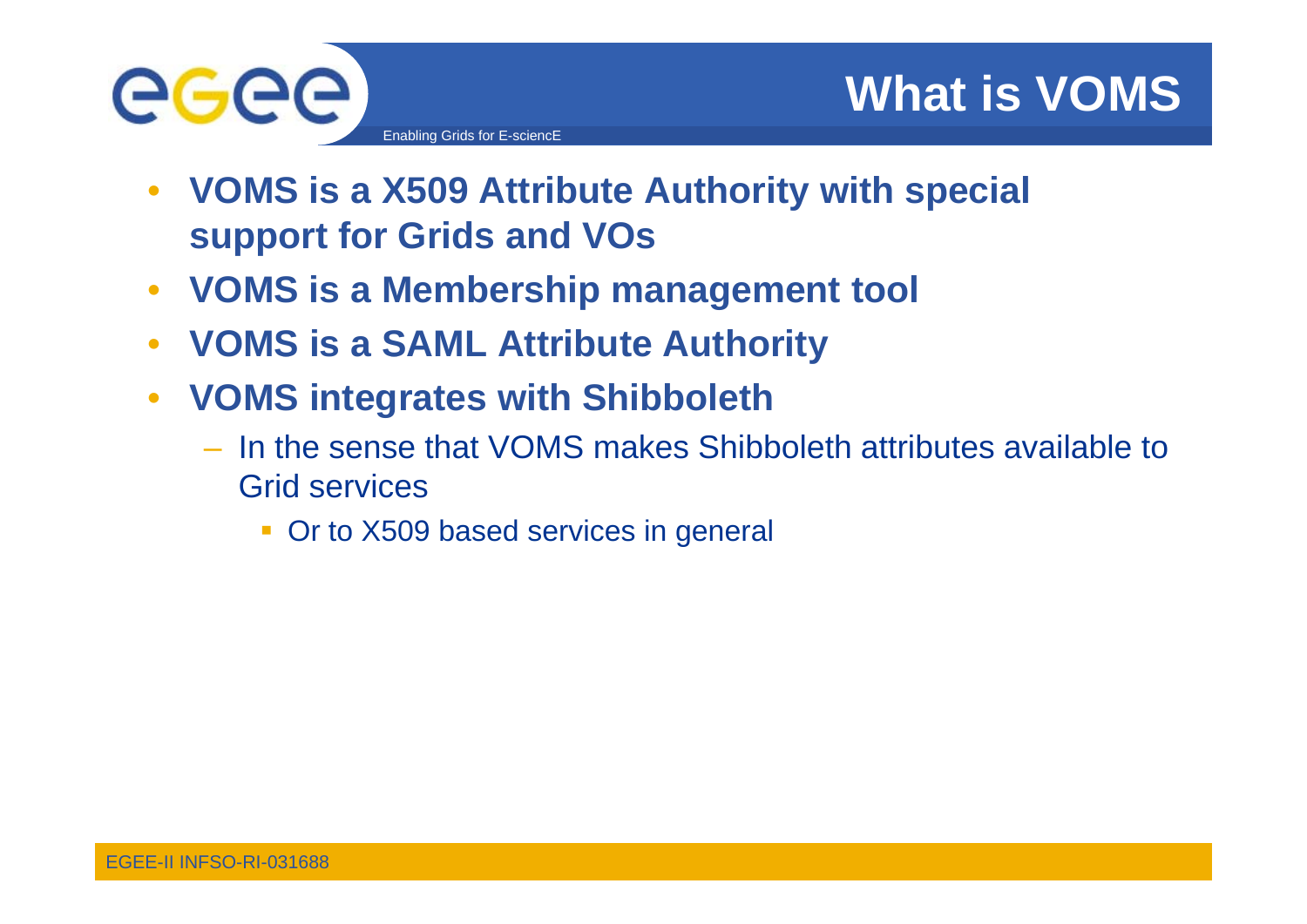# What is VOMS

- **VOMS is a X509 Attribute Authority with special support for Grids and VOs**
- **VOMS is a Membership management tool**
- **VOMS is a SAML Attribute Authority**
- **VOMS integrates with Shibboleth**
  - In the sense that VOMS makes Shibboleth attributes available to Grid services
    - Or to X509 based services in general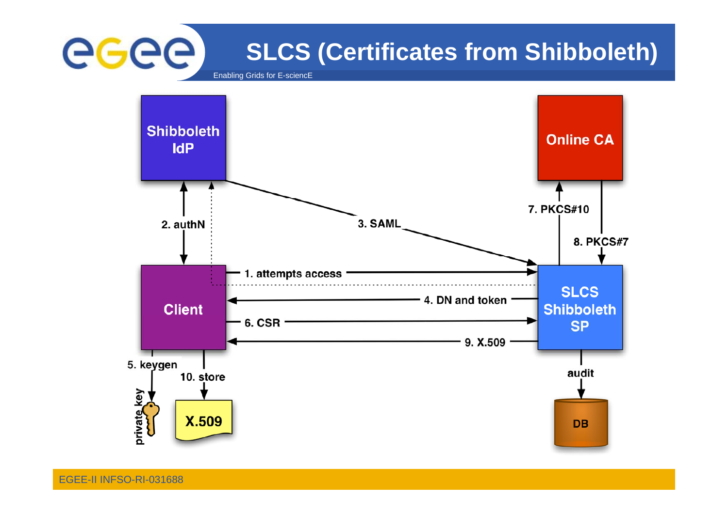# SLCS (Certificates from Shibboleth)

Shibboleth IdP

Online CA

2. authN

3. SAML

7. PKCS#10

8. PKCS#7

Client

1. attempts access

4. DN and token

6. CSR

9. X.509

SLCS Shibboleth SP

5. keygen

10. store

audit

private key

X.509

DB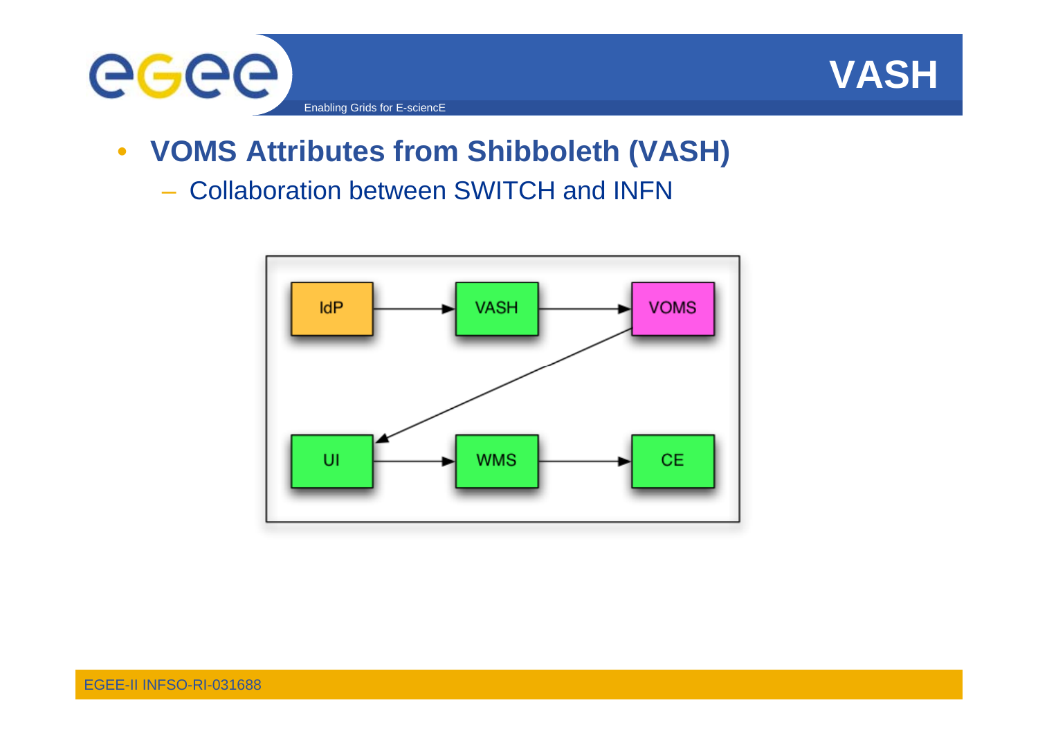# VASH

- **VOMS Attributes from Shibboleth (VASH)**
  - Collaboration between SWITCH and INFN

IdP

VASH

VOMS

UI

WMS

CE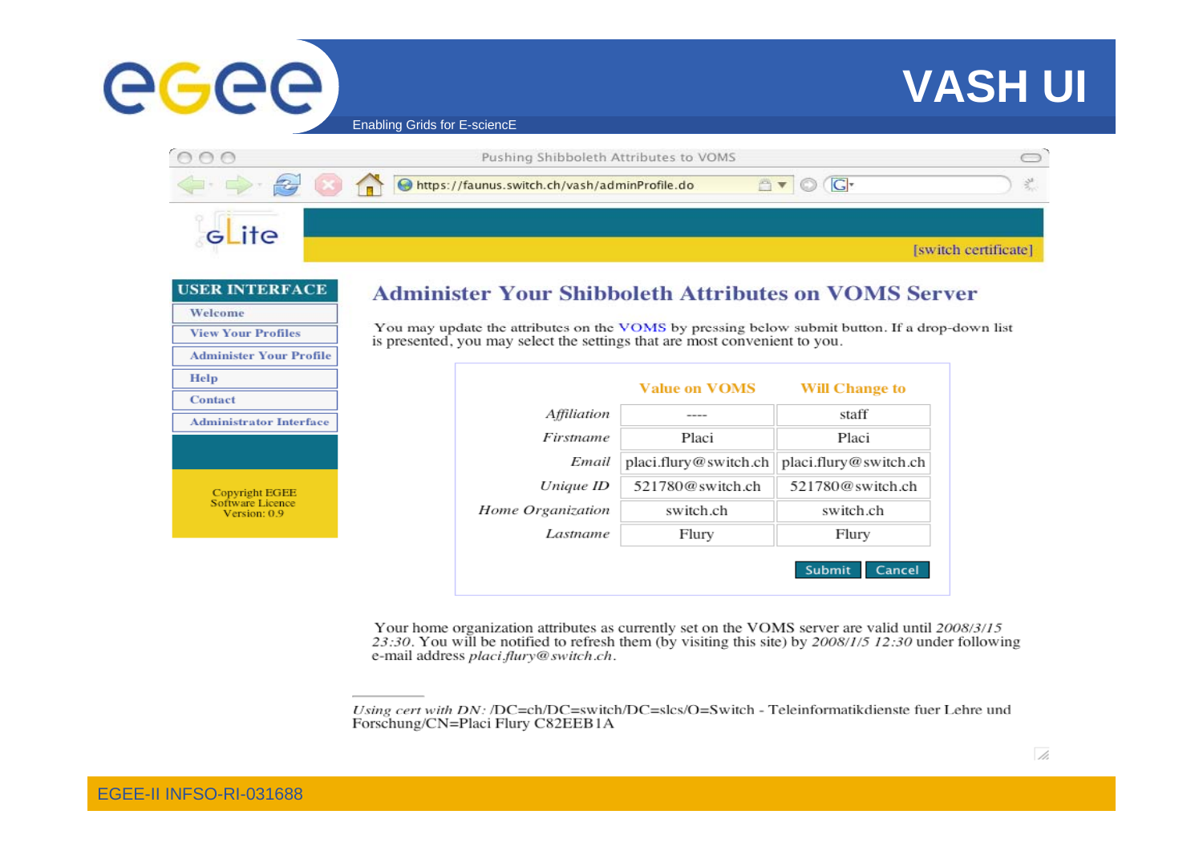# VASH UI

Pushing Shibboleth Attributes to VOMS

https://faunus.switch.ch/vash/adminProfile.do

[switch certificate]

**USER INTERFACE**

- Welcome
- View Your Profiles
- Administer Your Profile
- Help
- Contact
- Administrator Interface

Copyright EGEE
Software Licence
Version: 0.9

## Administer Your Shibboleth Attributes on VOMS Server

You may update the attributes on the VOMS by pressing below submit button. If a drop-down list is presented, you may select the settings that are most convenient to you.

| | Value on VOMS | Will Change to |
|---|---|---|
| *Affiliation* | ---- | staff |
| *Firstname* | Placi | Placi |
| *Email* | placi.flury@switch.ch | placi.flury@switch.ch |
| *Unique ID* | 521780@switch.ch | 521780@switch.ch |
| *Home Organization* | switch.ch | switch.ch |
| *Lastname* | Flury | Flury |

Submit | Cancel

Your home organization attributes as currently set on the VOMS server are valid until *2008/3/15 23:30*. You will be notified to refresh them (by visiting this site) by *2008/1/5 12:30* under following e-mail address *placi.flury@switch.ch*.

---

*Using cert with DN:* /DC=ch/DC=switch/DC=slcs/O=Switch - Teleinformatikdienste fuer Lehre und Forschung/CN=Placi Flury C82EEB1A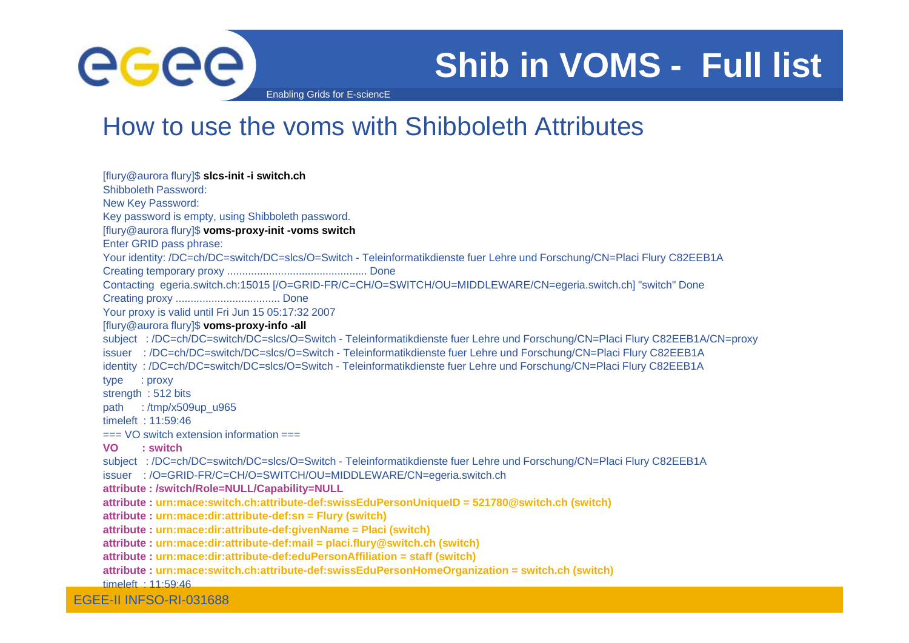# Shib in VOMS - Full list

## How to use the voms with Shibboleth Attributes

```
[flury@aurora flury]$ slcs-init -i switch.ch
Shibboleth Password:
New Key Password:
Key password is empty, using Shibboleth password.
[flury@aurora flury]$ voms-proxy-init -voms switch
Enter GRID pass phrase:
Your identity: /DC=ch/DC=switch/DC=slcs/O=Switch - Teleinformatikdienste fuer Lehre und Forschung/CN=Placi Flury C82EEB1A
Creating temporary proxy ............................................... Done
Contacting  egeria.switch.ch:15015 [/O=GRID-FR/C=CH/O=SWITCH/OU=MIDDLEWARE/CN=egeria.switch.ch] "switch" Done
Creating proxy .................................. Done
Your proxy is valid until Fri Jun 15 05:17:32 2007
[flury@aurora flury]$ voms-proxy-info -all
subject   : /DC=ch/DC=switch/DC=slcs/O=Switch - Teleinformatikdienste fuer Lehre und Forschung/CN=Placi Flury C82EEB1A/CN=proxy
issuer    : /DC=ch/DC=switch/DC=slcs/O=Switch - Teleinformatikdienste fuer Lehre und Forschung/CN=Placi Flury C82EEB1A
identity  : /DC=ch/DC=switch/DC=slcs/O=Switch - Teleinformatikdienste fuer Lehre und Forschung/CN=Placi Flury C82EEB1A
type      : proxy
strength  : 512 bits
path      : /tmp/x509up_u965
timeleft  : 11:59:46
=== VO switch extension information ===
VO        : switch
subject   : /DC=ch/DC=switch/DC=slcs/O=Switch - Teleinformatikdienste fuer Lehre und Forschung/CN=Placi Flury C82EEB1A
issuer    : /O=GRID-FR/C=CH/O=SWITCH/OU=MIDDLEWARE/CN=egeria.switch.ch
attribute : /switch/Role=NULL/Capability=NULL
attribute : urn:mace:switch.ch:attribute-def:swissEduPersonUniqueID = 521780@switch.ch (switch)
attribute : urn:mace:dir:attribute-def:sn = Flury (switch)
attribute : urn:mace:dir:attribute-def:givenName = Placi (switch)
attribute : urn:mace:dir:attribute-def:mail = placi.flury@switch.ch (switch)
attribute : urn:mace:dir:attribute-def:eduPersonAffiliation = staff (switch)
attribute : urn:mace:switch.ch:attribute-def:swissEduPersonHomeOrganization = switch.ch (switch)
timeleft  : 11:59:46
```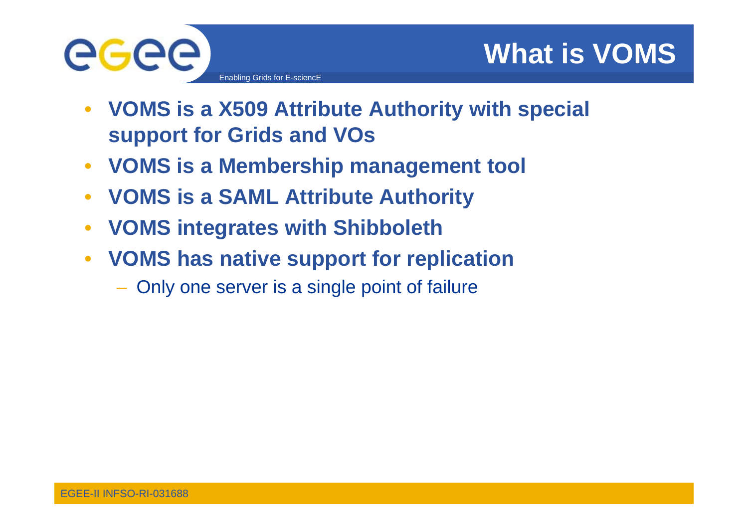# What is VOMS

- **VOMS is a X509 Attribute Authority with special support for Grids and VOs**
- **VOMS is a Membership management tool**
- **VOMS is a SAML Attribute Authority**
- **VOMS integrates with Shibboleth**
- **VOMS has native support for replication**
  - Only one server is a single point of failure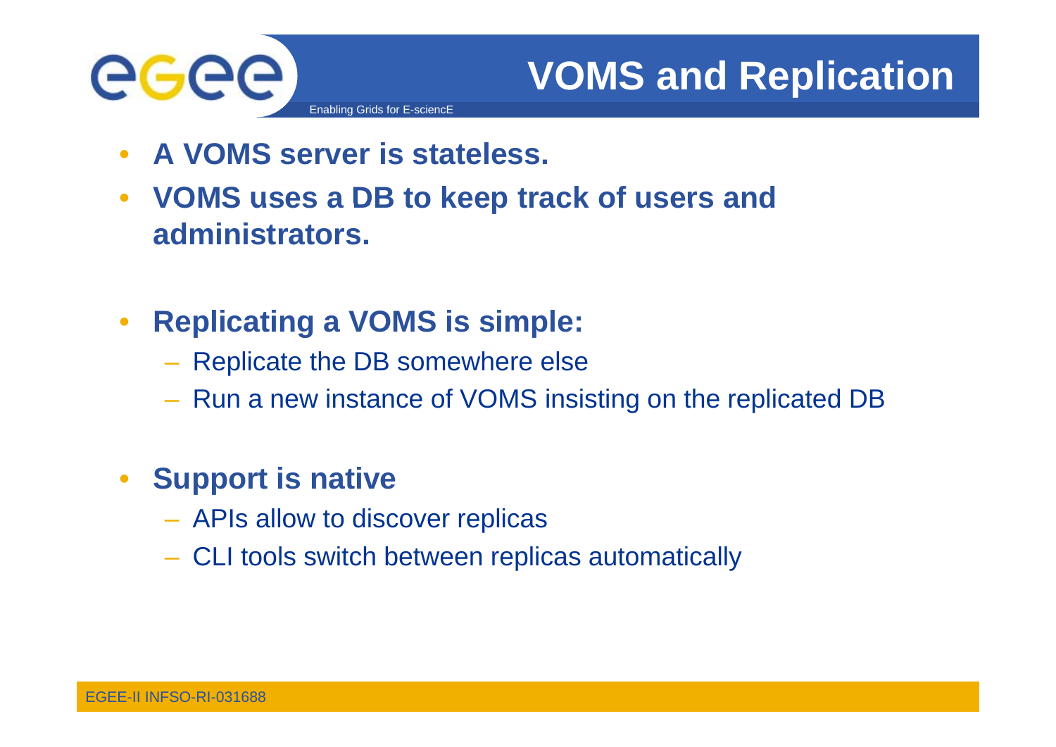# VOMS and Replication

- **A VOMS server is stateless.**
- **VOMS uses a DB to keep track of users and administrators.**

- **Replicating a VOMS is simple:**
  - Replicate the DB somewhere else
  - Run a new instance of VOMS insisting on the replicated DB

- **Support is native**
  - APIs allow to discover replicas
  - CLI tools switch between replicas automatically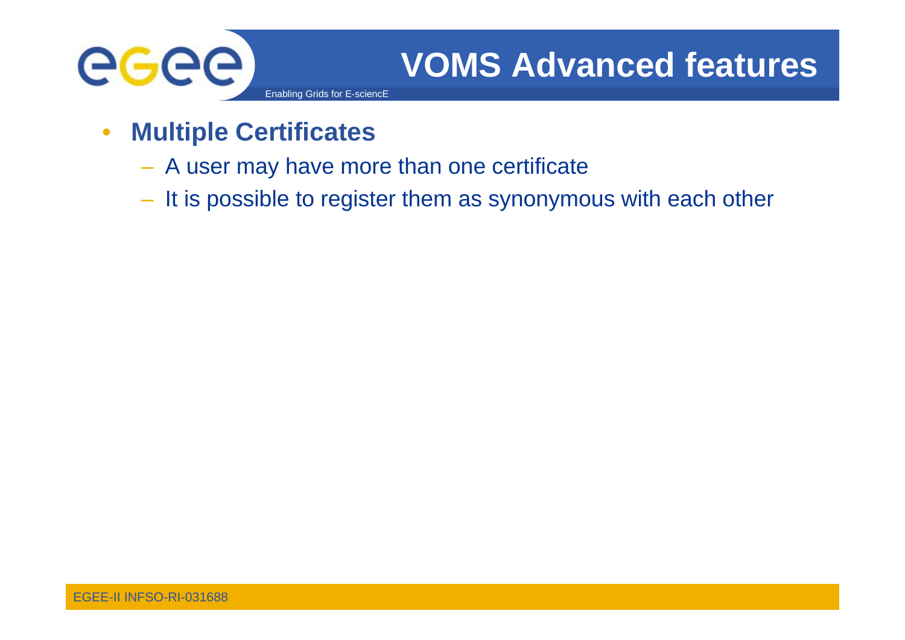# VOMS Advanced features

- **Multiple Certificates**
  - A user may have more than one certificate
  - It is possible to register them as synonymous with each other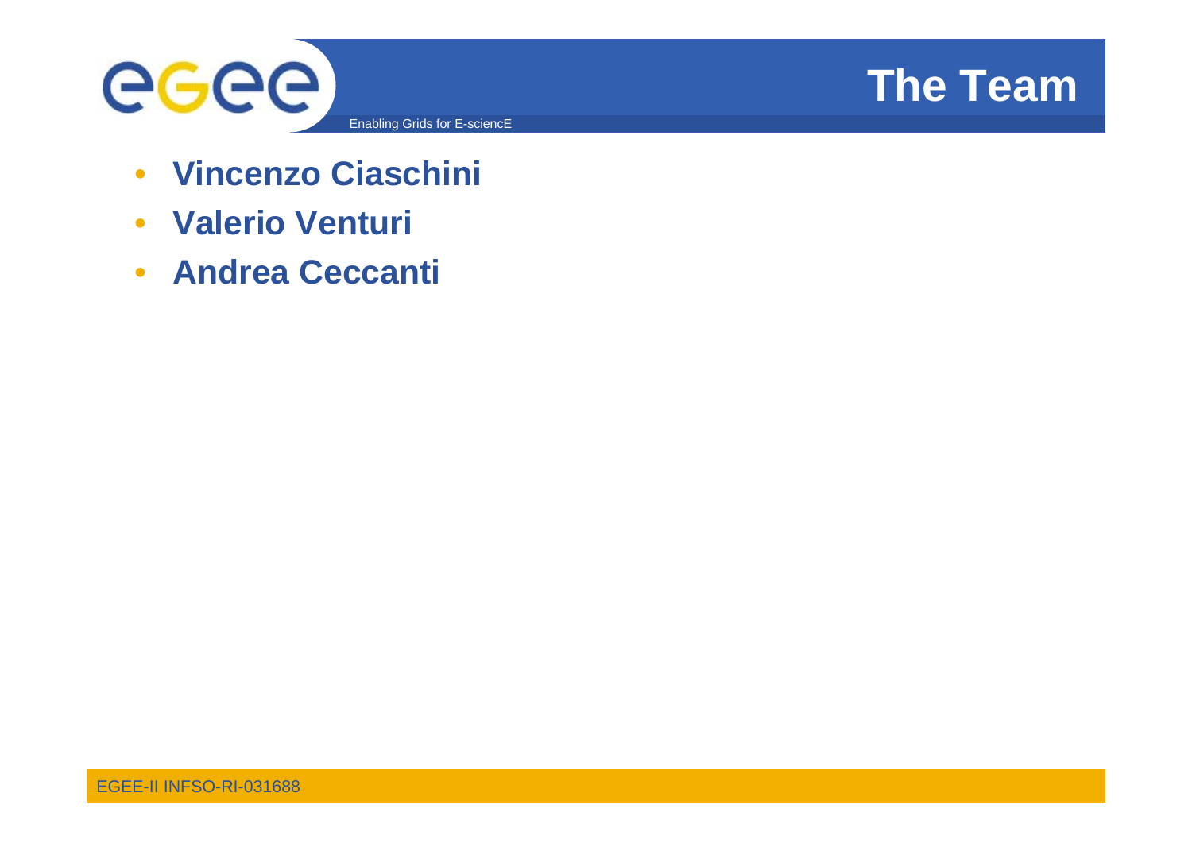# The Team

- **Vincenzo Ciaschini**
- **Valerio Venturi**
- **Andrea Ceccanti**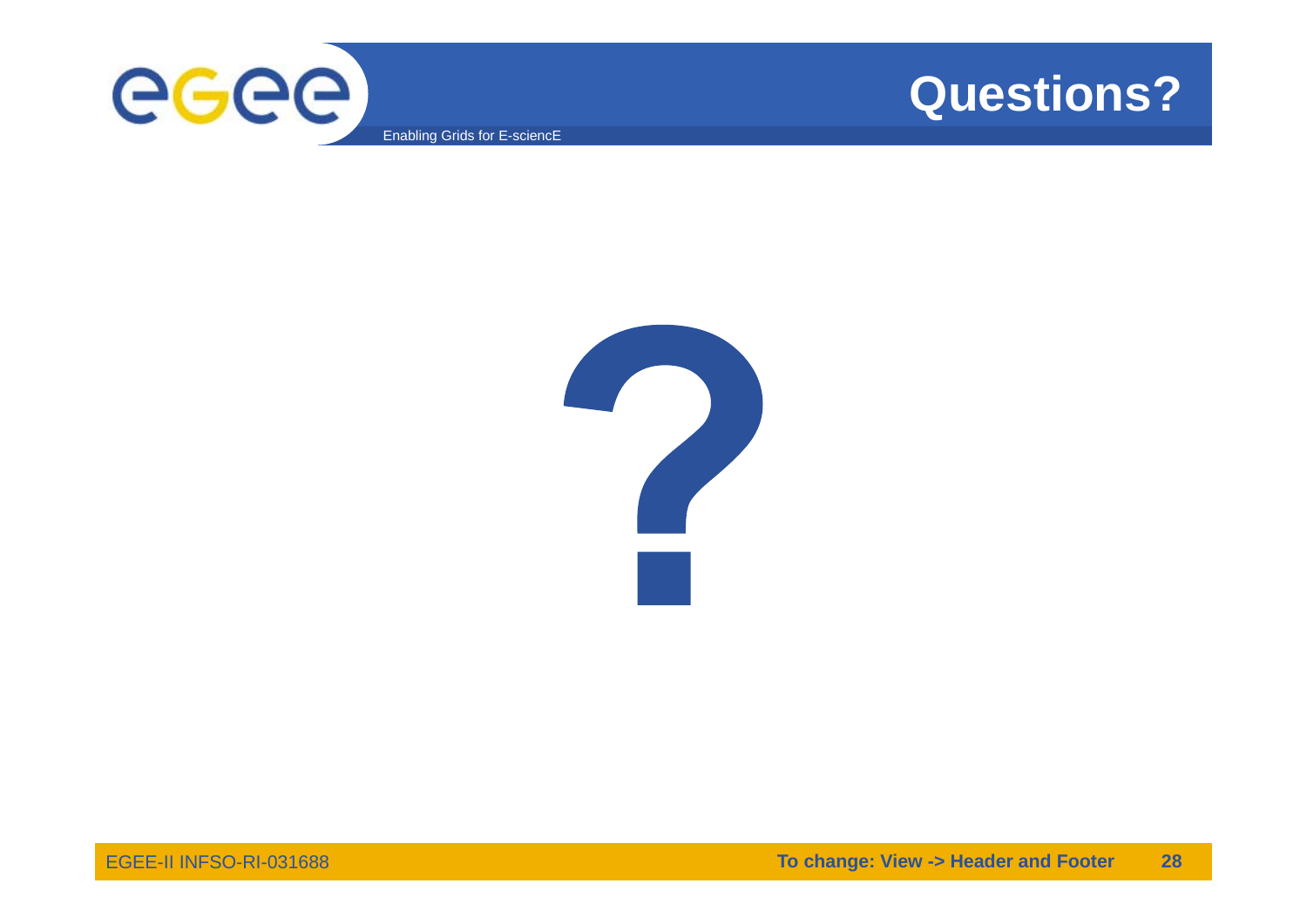# Questions?

?